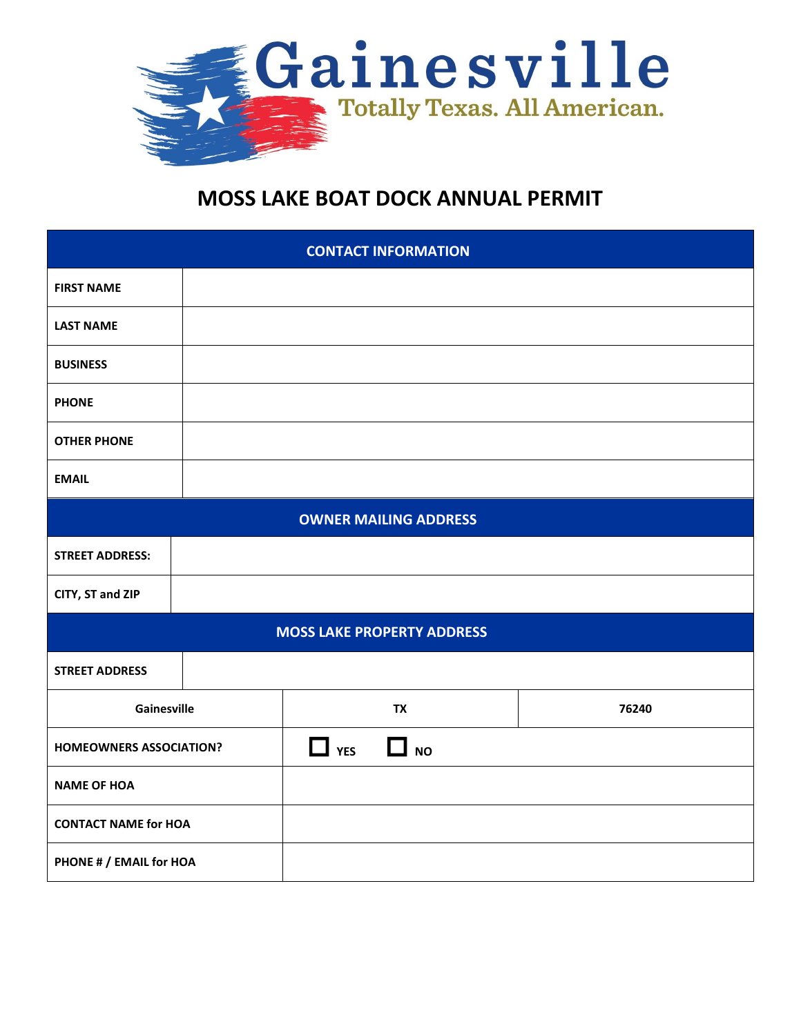Gainesville

Totally Texas. All American.

# MOSS LAKE BOAT DOCK ANNUAL PERMIT

| CONTACT INFORMATION | | |
|---|---|---|
| **FIRST NAME** | | |
| **LAST NAME** | | |
| **BUSINESS** | | |
| **PHONE** | | |
| **OTHER PHONE** | | |
| **EMAIL** | | |

| OWNER MAILING ADDRESS | |
|---|---|
| **STREET ADDRESS:** | |
| **CITY, ST and ZIP** | |

| MOSS LAKE PROPERTY ADDRESS | | |
|---|---|---|
| **STREET ADDRESS** | | |
| **Gainesville** | **TX** | **76240** |
| **HOMEOWNERS ASSOCIATION?** | ☐ **YES** ☐ **NO** | |
| **NAME OF HOA** | | |
| **CONTACT NAME for HOA** | | |
| **PHONE # / EMAIL for HOA** | | |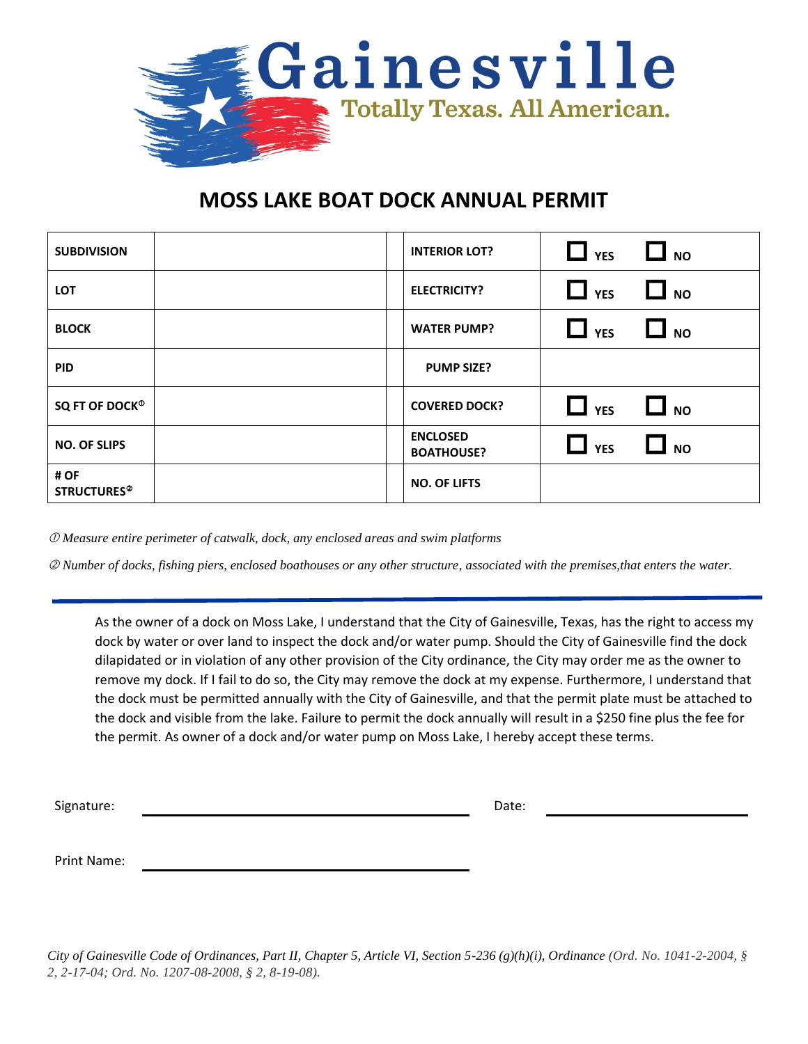Gainesville

Totally Texas. All American.

# MOSS LAKE BOAT DOCK ANNUAL PERMIT

| | | | |
|---|---|---|---|
| **SUBDIVISION** | | **INTERIOR LOT?** | ☐ **YES** ☐ **NO** |
| **LOT** | | **ELECTRICITY?** | ☐ **YES** ☐ **NO** |
| **BLOCK** | | **WATER PUMP?** | ☐ **YES** ☐ **NO** |
| **PID** | | **PUMP SIZE?** | |
| **SQ FT OF DOCK**[1] | | **COVERED DOCK?** | ☐ **YES** ☐ **NO** |
| **NO. OF SLIPS** | | **ENCLOSED BOATHOUSE?** | ☐ **YES** ☐ **NO** |
| **# OF STRUCTURES**[2] | | **NO. OF LIFTS** | |

*[1] Measure entire perimeter of catwalk, dock, any enclosed areas and swim platforms*

*[2] Number of docks, fishing piers, enclosed boathouses or any other structure, associated with the premises,that enters the water.*

As the owner of a dock on Moss Lake, I understand that the City of Gainesville, Texas, has the right to access my dock by water or over land to inspect the dock and/or water pump. Should the City of Gainesville find the dock dilapidated or in violation of any other provision of the City ordinance, the City may order me as the owner to remove my dock. If I fail to do so, the City may remove the dock at my expense. Furthermore, I understand that the dock must be permitted annually with the City of Gainesville, and that the permit plate must be attached to the dock and visible from the lake. Failure to permit the dock annually will result in a $250 fine plus the fee for the permit. As owner of a dock and/or water pump on Moss Lake, I hereby accept these terms.

Signature: ______________________________ Date: ____________________

Print Name: ______________________________

*City of Gainesville Code of Ordinances, Part II, Chapter 5, Article VI, Section 5-236 (g)(h)(i), Ordinance (Ord. No. 1041-2-2004, § 2, 2-17-04; Ord. No. 1207-08-2008, § 2, 8-19-08).*